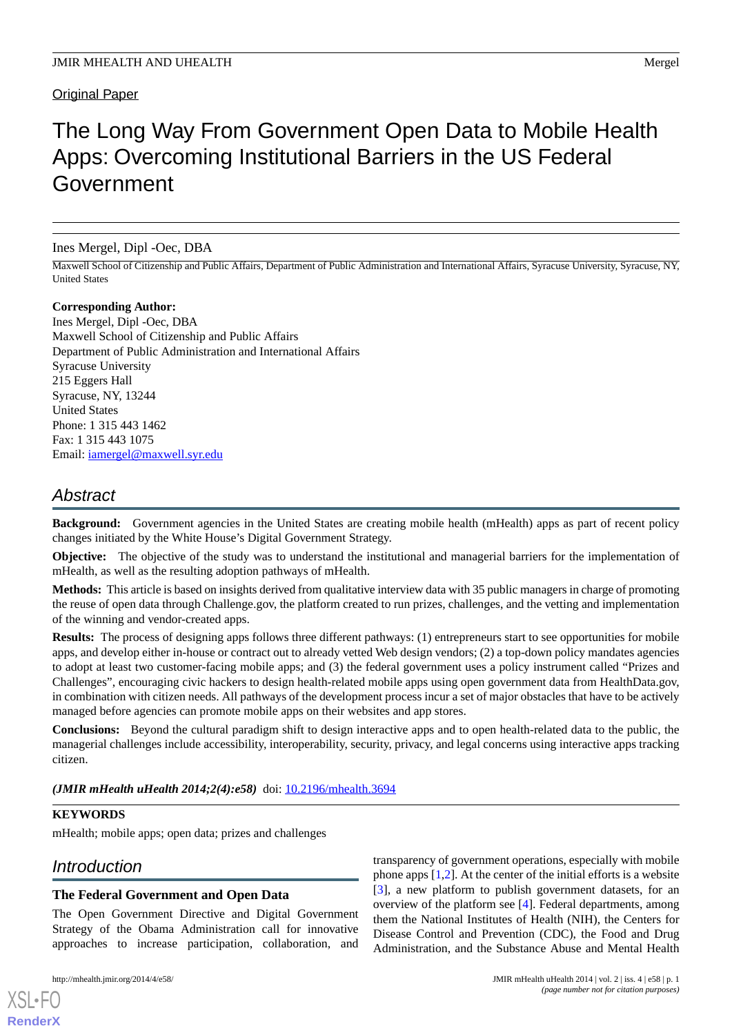Original Paper

# The Long Way From Government Open Data to Mobile Health Apps: Overcoming Institutional Barriers in the US Federal Government

Ines Mergel, Dipl -Oec, DBA

Maxwell School of Citizenship and Public Affairs, Department of Public Administration and International Affairs, Syracuse University, Syracuse, NY, United States

**Corresponding Author:**
Ines Mergel, Dipl -Oec, DBA
Maxwell School of Citizenship and Public Affairs
Department of Public Administration and International Affairs
Syracuse University
215 Eggers Hall
Syracuse, NY, 13244
United States
Phone: 1 315 443 1462
Fax: 1 315 443 1075
Email: iamergel@maxwell.syr.edu

## Abstract

**Background:** Government agencies in the United States are creating mobile health (mHealth) apps as part of recent policy changes initiated by the White House's Digital Government Strategy.

**Objective:** The objective of the study was to understand the institutional and managerial barriers for the implementation of mHealth, as well as the resulting adoption pathways of mHealth.

**Methods:** This article is based on insights derived from qualitative interview data with 35 public managers in charge of promoting the reuse of open data through Challenge.gov, the platform created to run prizes, challenges, and the vetting and implementation of the winning and vendor-created apps.

**Results:** The process of designing apps follows three different pathways: (1) entrepreneurs start to see opportunities for mobile apps, and develop either in-house or contract out to already vetted Web design vendors; (2) a top-down policy mandates agencies to adopt at least two customer-facing mobile apps; and (3) the federal government uses a policy instrument called "Prizes and Challenges", encouraging civic hackers to design health-related mobile apps using open government data from HealthData.gov, in combination with citizen needs. All pathways of the development process incur a set of major obstacles that have to be actively managed before agencies can promote mobile apps on their websites and app stores.

**Conclusions:** Beyond the cultural paradigm shift to design interactive apps and to open health-related data to the public, the managerial challenges include accessibility, interoperability, security, privacy, and legal concerns using interactive apps tracking citizen.

***(JMIR mHealth uHealth 2014;2(4):e58)*** doi: 10.2196/mhealth.3694

**KEYWORDS**

mHealth; mobile apps; open data; prizes and challenges

## Introduction

### The Federal Government and Open Data

The Open Government Directive and Digital Government Strategy of the Obama Administration call for innovative approaches to increase participation, collaboration, and transparency of government operations, especially with mobile phone apps [1,2]. At the center of the initial efforts is a website [3], a new platform to publish government datasets, for an overview of the platform see [4]. Federal departments, among them the National Institutes of Health (NIH), the Centers for Disease Control and Prevention (CDC), the Food and Drug Administration, and the Substance Abuse and Mental Health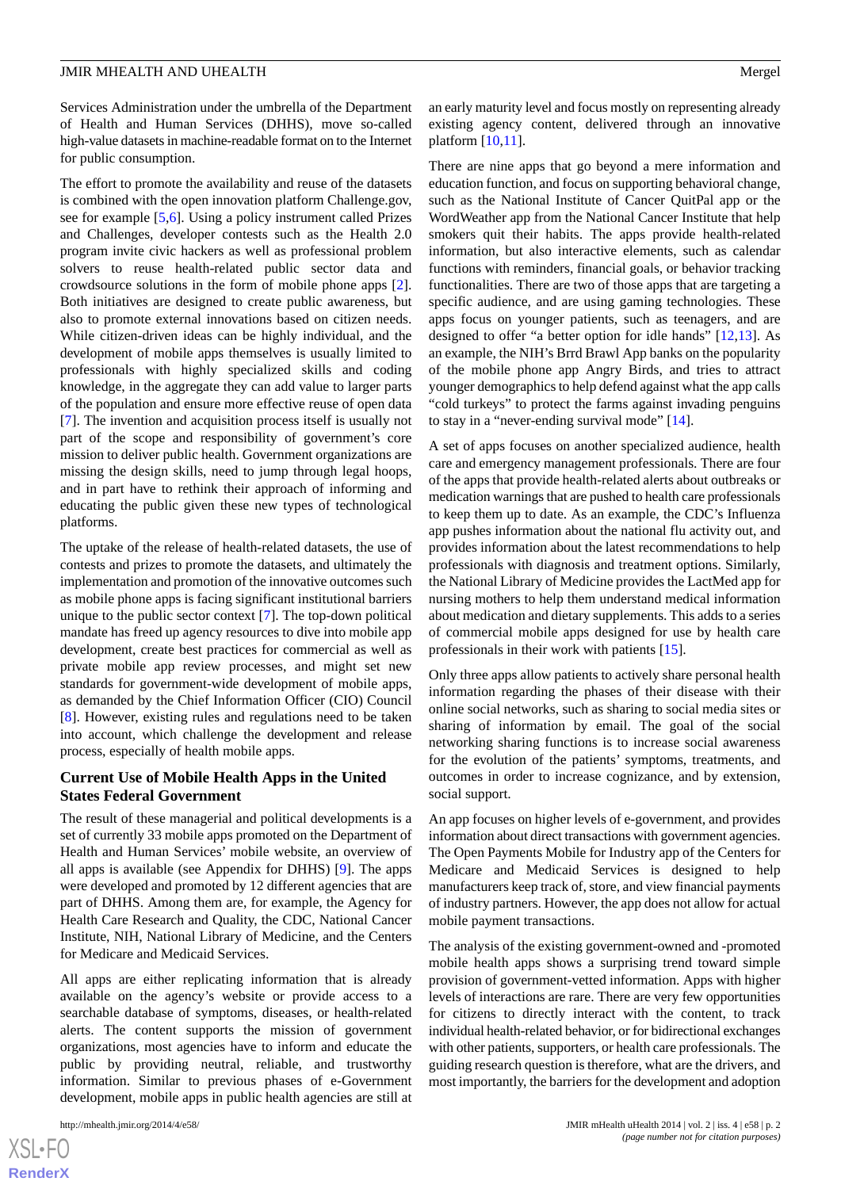Services Administration under the umbrella of the Department of Health and Human Services (DHHS), move so-called high-value datasets in machine-readable format on to the Internet for public consumption.

The effort to promote the availability and reuse of the datasets is combined with the open innovation platform Challenge.gov, see for example [5,6]. Using a policy instrument called Prizes and Challenges, developer contests such as the Health 2.0 program invite civic hackers as well as professional problem solvers to reuse health-related public sector data and crowdsource solutions in the form of mobile phone apps [2]. Both initiatives are designed to create public awareness, but also to promote external innovations based on citizen needs. While citizen-driven ideas can be highly individual, and the development of mobile apps themselves is usually limited to professionals with highly specialized skills and coding knowledge, in the aggregate they can add value to larger parts of the population and ensure more effective reuse of open data [7]. The invention and acquisition process itself is usually not part of the scope and responsibility of government's core mission to deliver public health. Government organizations are missing the design skills, need to jump through legal hoops, and in part have to rethink their approach of informing and educating the public given these new types of technological platforms.

The uptake of the release of health-related datasets, the use of contests and prizes to promote the datasets, and ultimately the implementation and promotion of the innovative outcomes such as mobile phone apps is facing significant institutional barriers unique to the public sector context [7]. The top-down political mandate has freed up agency resources to dive into mobile app development, create best practices for commercial as well as private mobile app review processes, and might set new standards for government-wide development of mobile apps, as demanded by the Chief Information Officer (CIO) Council [8]. However, existing rules and regulations need to be taken into account, which challenge the development and release process, especially of health mobile apps.

### Current Use of Mobile Health Apps in the United States Federal Government

The result of these managerial and political developments is a set of currently 33 mobile apps promoted on the Department of Health and Human Services' mobile website, an overview of all apps is available (see Appendix for DHHS) [9]. The apps were developed and promoted by 12 different agencies that are part of DHHS. Among them are, for example, the Agency for Health Care Research and Quality, the CDC, National Cancer Institute, NIH, National Library of Medicine, and the Centers for Medicare and Medicaid Services.

All apps are either replicating information that is already available on the agency's website or provide access to a searchable database of symptoms, diseases, or health-related alerts. The content supports the mission of government organizations, most agencies have to inform and educate the public by providing neutral, reliable, and trustworthy information. Similar to previous phases of e-Government development, mobile apps in public health agencies are still at an early maturity level and focus mostly on representing already existing agency content, delivered through an innovative platform [10,11].

There are nine apps that go beyond a mere information and education function, and focus on supporting behavioral change, such as the National Institute of Cancer QuitPal app or the WordWeather app from the National Cancer Institute that help smokers quit their habits. The apps provide health-related information, but also interactive elements, such as calendar functions with reminders, financial goals, or behavior tracking functionalities. There are two of those apps that are targeting a specific audience, and are using gaming technologies. These apps focus on younger patients, such as teenagers, and are designed to offer "a better option for idle hands" [12,13]. As an example, the NIH's Brrd Brawl App banks on the popularity of the mobile phone app Angry Birds, and tries to attract younger demographics to help defend against what the app calls "cold turkeys" to protect the farms against invading penguins to stay in a "never-ending survival mode" [14].

A set of apps focuses on another specialized audience, health care and emergency management professionals. There are four of the apps that provide health-related alerts about outbreaks or medication warnings that are pushed to health care professionals to keep them up to date. As an example, the CDC's Influenza app pushes information about the national flu activity out, and provides information about the latest recommendations to help professionals with diagnosis and treatment options. Similarly, the National Library of Medicine provides the LactMed app for nursing mothers to help them understand medical information about medication and dietary supplements. This adds to a series of commercial mobile apps designed for use by health care professionals in their work with patients [15].

Only three apps allow patients to actively share personal health information regarding the phases of their disease with their online social networks, such as sharing to social media sites or sharing of information by email. The goal of the social networking sharing functions is to increase social awareness for the evolution of the patients' symptoms, treatments, and outcomes in order to increase cognizance, and by extension, social support.

An app focuses on higher levels of e-government, and provides information about direct transactions with government agencies. The Open Payments Mobile for Industry app of the Centers for Medicare and Medicaid Services is designed to help manufacturers keep track of, store, and view financial payments of industry partners. However, the app does not allow for actual mobile payment transactions.

The analysis of the existing government-owned and -promoted mobile health apps shows a surprising trend toward simple provision of government-vetted information. Apps with higher levels of interactions are rare. There are very few opportunities for citizens to directly interact with the content, to track individual health-related behavior, or for bidirectional exchanges with other patients, supporters, or health care professionals. The guiding research question is therefore, what are the drivers, and most importantly, the barriers for the development and adoption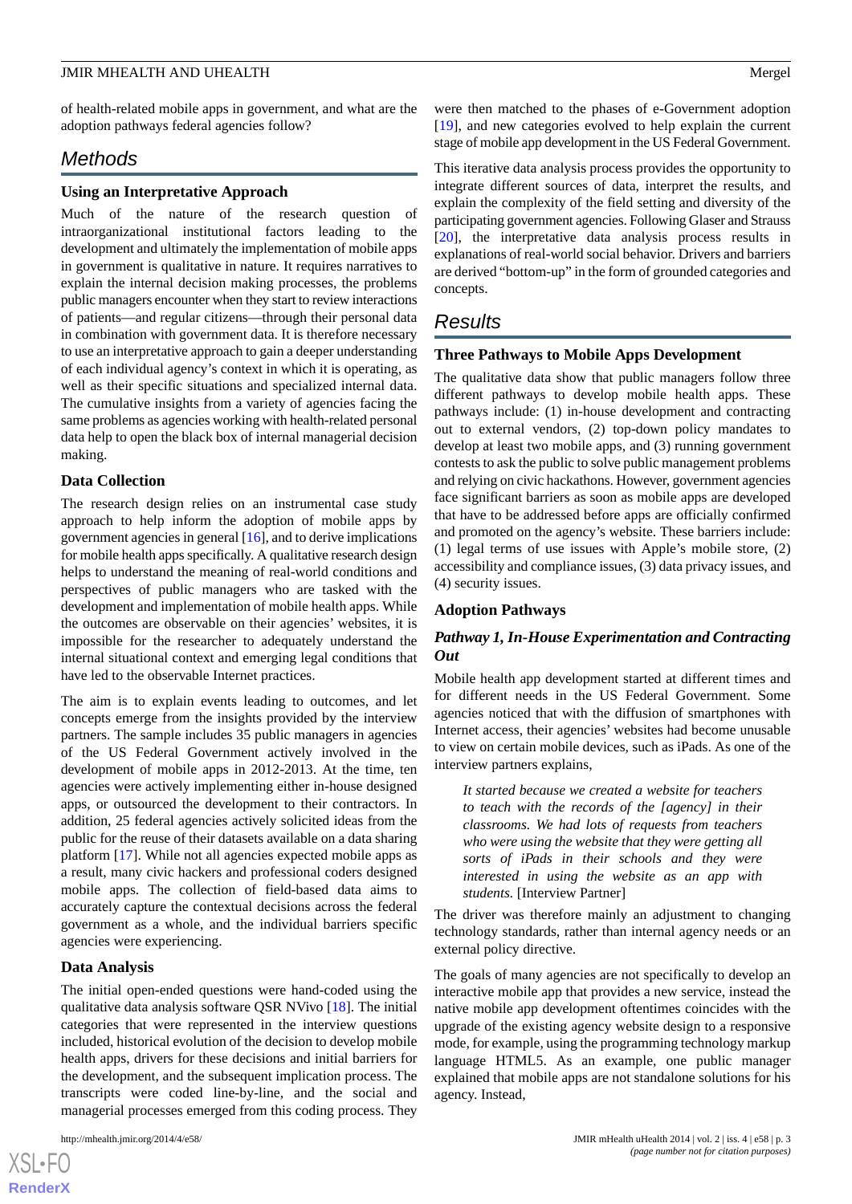of health-related mobile apps in government, and what are the adoption pathways federal agencies follow?

## Methods

### Using an Interpretative Approach

Much of the nature of the research question of intraorganizational institutional factors leading to the development and ultimately the implementation of mobile apps in government is qualitative in nature. It requires narratives to explain the internal decision making processes, the problems public managers encounter when they start to review interactions of patients—and regular citizens—through their personal data in combination with government data. It is therefore necessary to use an interpretative approach to gain a deeper understanding of each individual agency's context in which it is operating, as well as their specific situations and specialized internal data. The cumulative insights from a variety of agencies facing the same problems as agencies working with health-related personal data help to open the black box of internal managerial decision making.

### Data Collection

The research design relies on an instrumental case study approach to help inform the adoption of mobile apps by government agencies in general [16], and to derive implications for mobile health apps specifically. A qualitative research design helps to understand the meaning of real-world conditions and perspectives of public managers who are tasked with the development and implementation of mobile health apps. While the outcomes are observable on their agencies' websites, it is impossible for the researcher to adequately understand the internal situational context and emerging legal conditions that have led to the observable Internet practices.

The aim is to explain events leading to outcomes, and let concepts emerge from the insights provided by the interview partners. The sample includes 35 public managers in agencies of the US Federal Government actively involved in the development of mobile apps in 2012-2013. At the time, ten agencies were actively implementing either in-house designed apps, or outsourced the development to their contractors. In addition, 25 federal agencies actively solicited ideas from the public for the reuse of their datasets available on a data sharing platform [17]. While not all agencies expected mobile apps as a result, many civic hackers and professional coders designed mobile apps. The collection of field-based data aims to accurately capture the contextual decisions across the federal government as a whole, and the individual barriers specific agencies were experiencing.

### Data Analysis

The initial open-ended questions were hand-coded using the qualitative data analysis software QSR NVivo [18]. The initial categories that were represented in the interview questions included, historical evolution of the decision to develop mobile health apps, drivers for these decisions and initial barriers for the development, and the subsequent implication process. The transcripts were coded line-by-line, and the social and managerial processes emerged from this coding process. They were then matched to the phases of e-Government adoption [19], and new categories evolved to help explain the current stage of mobile app development in the US Federal Government.

This iterative data analysis process provides the opportunity to integrate different sources of data, interpret the results, and explain the complexity of the field setting and diversity of the participating government agencies. Following Glaser and Strauss [20], the interpretative data analysis process results in explanations of real-world social behavior. Drivers and barriers are derived "bottom-up" in the form of grounded categories and concepts.

## Results

### Three Pathways to Mobile Apps Development

The qualitative data show that public managers follow three different pathways to develop mobile health apps. These pathways include: (1) in-house development and contracting out to external vendors, (2) top-down policy mandates to develop at least two mobile apps, and (3) running government contests to ask the public to solve public management problems and relying on civic hackathons. However, government agencies face significant barriers as soon as mobile apps are developed that have to be addressed before apps are officially confirmed and promoted on the agency's website. These barriers include: (1) legal terms of use issues with Apple's mobile store, (2) accessibility and compliance issues, (3) data privacy issues, and (4) security issues.

### Adoption Pathways

#### *Pathway 1, In-House Experimentation and Contracting Out*

Mobile health app development started at different times and for different needs in the US Federal Government. Some agencies noticed that with the diffusion of smartphones with Internet access, their agencies' websites had become unusable to view on certain mobile devices, such as iPads. As one of the interview partners explains,

> *It started because we created a website for teachers to teach with the records of the [agency] in their classrooms. We had lots of requests from teachers who were using the website that they were getting all sorts of iPads in their schools and they were interested in using the website as an app with students.* [Interview Partner]

The driver was therefore mainly an adjustment to changing technology standards, rather than internal agency needs or an external policy directive.

The goals of many agencies are not specifically to develop an interactive mobile app that provides a new service, instead the native mobile app development oftentimes coincides with the upgrade of the existing agency website design to a responsive mode, for example, using the programming technology markup language HTML5. As an example, one public manager explained that mobile apps are not standalone solutions for his agency. Instead,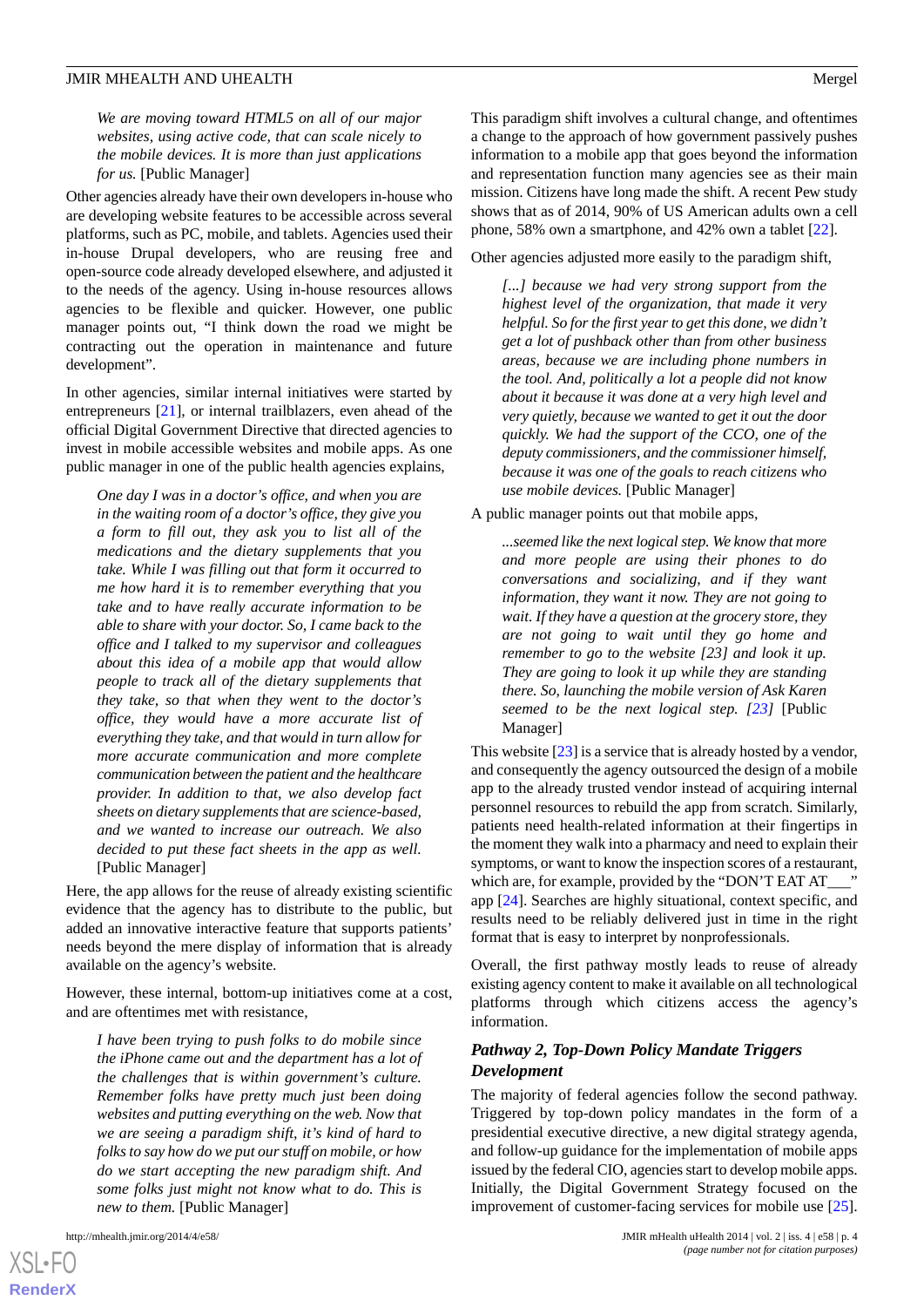*We are moving toward HTML5 on all of our major websites, using active code, that can scale nicely to the mobile devices. It is more than just applications for us.* [Public Manager]

Other agencies already have their own developers in-house who are developing website features to be accessible across several platforms, such as PC, mobile, and tablets. Agencies used their in-house Drupal developers, who are reusing free and open-source code already developed elsewhere, and adjusted it to the needs of the agency. Using in-house resources allows agencies to be flexible and quicker. However, one public manager points out, "I think down the road we might be contracting out the operation in maintenance and future development".

In other agencies, similar internal initiatives were started by entrepreneurs [21], or internal trailblazers, even ahead of the official Digital Government Directive that directed agencies to invest in mobile accessible websites and mobile apps. As one public manager in one of the public health agencies explains,

> *One day I was in a doctor's office, and when you are in the waiting room of a doctor's office, they give you a form to fill out, they ask you to list all of the medications and the dietary supplements that you take. While I was filling out that form it occurred to me how hard it is to remember everything that you take and to have really accurate information to be able to share with your doctor. So, I came back to the office and I talked to my supervisor and colleagues about this idea of a mobile app that would allow people to track all of the dietary supplements that they take, so that when they went to the doctor's office, they would have a more accurate list of everything they take, and that would in turn allow for more accurate communication and more complete communication between the patient and the healthcare provider. In addition to that, we also develop fact sheets on dietary supplements that are science-based, and we wanted to increase our outreach. We also decided to put these fact sheets in the app as well.* [Public Manager]

Here, the app allows for the reuse of already existing scientific evidence that the agency has to distribute to the public, but added an innovative interactive feature that supports patients' needs beyond the mere display of information that is already available on the agency's website.

However, these internal, bottom-up initiatives come at a cost, and are oftentimes met with resistance,

> *I have been trying to push folks to do mobile since the iPhone came out and the department has a lot of the challenges that is within government's culture. Remember folks have pretty much just been doing websites and putting everything on the web. Now that we are seeing a paradigm shift, it's kind of hard to folks to say how do we put our stuff on mobile, or how do we start accepting the new paradigm shift. And some folks just might not know what to do. This is new to them.* [Public Manager]

This paradigm shift involves a cultural change, and oftentimes a change to the approach of how government passively pushes information to a mobile app that goes beyond the information and representation function many agencies see as their main mission. Citizens have long made the shift. A recent Pew study shows that as of 2014, 90% of US American adults own a cell phone, 58% own a smartphone, and 42% own a tablet [22].

Other agencies adjusted more easily to the paradigm shift,

> *[...] because we had very strong support from the highest level of the organization, that made it very helpful. So for the first year to get this done, we didn't get a lot of pushback other than from other business areas, because we are including phone numbers in the tool. And, politically a lot a people did not know about it because it was done at a very high level and very quietly, because we wanted to get it out the door quickly. We had the support of the CCO, one of the deputy commissioners, and the commissioner himself, because it was one of the goals to reach citizens who use mobile devices.* [Public Manager]

A public manager points out that mobile apps,

> *...seemed like the next logical step. We know that more and more people are using their phones to do conversations and socializing, and if they want information, they want it now. They are not going to wait. If they have a question at the grocery store, they are not going to wait until they go home and remember to go to the website [23] and look it up. They are going to look it up while they are standing there. So, launching the mobile version of Ask Karen seemed to be the next logical step. [23]* [Public Manager]

This website [23] is a service that is already hosted by a vendor, and consequently the agency outsourced the design of a mobile app to the already trusted vendor instead of acquiring internal personnel resources to rebuild the app from scratch. Similarly, patients need health-related information at their fingertips in the moment they walk into a pharmacy and need to explain their symptoms, or want to know the inspection scores of a restaurant, which are, for example, provided by the "DON'T EAT AT___" app [24]. Searches are highly situational, context specific, and results need to be reliably delivered just in time in the right format that is easy to interpret by nonprofessionals.

Overall, the first pathway mostly leads to reuse of already existing agency content to make it available on all technological platforms through which citizens access the agency's information.

### *Pathway 2, Top-Down Policy Mandate Triggers Development*

The majority of federal agencies follow the second pathway. Triggered by top-down policy mandates in the form of a presidential executive directive, a new digital strategy agenda, and follow-up guidance for the implementation of mobile apps issued by the federal CIO, agencies start to develop mobile apps. Initially, the Digital Government Strategy focused on the improvement of customer-facing services for mobile use [25].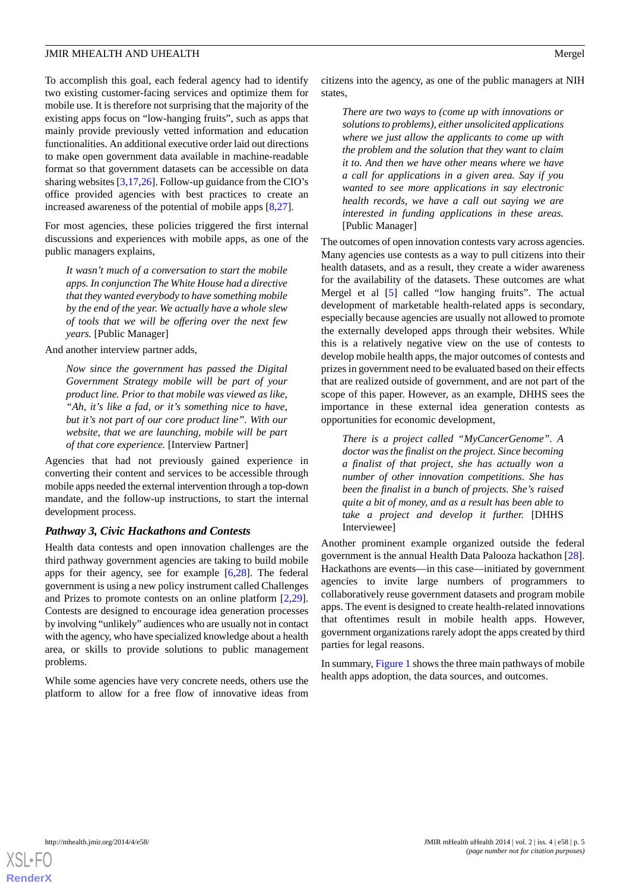To accomplish this goal, each federal agency had to identify two existing customer-facing services and optimize them for mobile use. It is therefore not surprising that the majority of the existing apps focus on "low-hanging fruits", such as apps that mainly provide previously vetted information and education functionalities. An additional executive order laid out directions to make open government data available in machine-readable format so that government datasets can be accessible on data sharing websites [3,17,26]. Follow-up guidance from the CIO's office provided agencies with best practices to create an increased awareness of the potential of mobile apps [8,27].

For most agencies, these policies triggered the first internal discussions and experiences with mobile apps, as one of the public managers explains,

> *It wasn't much of a conversation to start the mobile apps. In conjunction The White House had a directive that they wanted everybody to have something mobile by the end of the year. We actually have a whole slew of tools that we will be offering over the next few years.* [Public Manager]

And another interview partner adds,

> *Now since the government has passed the Digital Government Strategy mobile will be part of your product line. Prior to that mobile was viewed as like, "Ah, it's like a fad, or it's something nice to have, but it's not part of our core product line". With our website, that we are launching, mobile will be part of that core experience.* [Interview Partner]

Agencies that had not previously gained experience in converting their content and services to be accessible through mobile apps needed the external intervention through a top-down mandate, and the follow-up instructions, to start the internal development process.

### *Pathway 3, Civic Hackathons and Contests*

Health data contests and open innovation challenges are the third pathway government agencies are taking to build mobile apps for their agency, see for example [6,28]. The federal government is using a new policy instrument called Challenges and Prizes to promote contests on an online platform [2,29]. Contests are designed to encourage idea generation processes by involving "unlikely" audiences who are usually not in contact with the agency, who have specialized knowledge about a health area, or skills to provide solutions to public management problems.

While some agencies have very concrete needs, others use the platform to allow for a free flow of innovative ideas from citizens into the agency, as one of the public managers at NIH states,

> *There are two ways to (come up with innovations or solutions to problems), either unsolicited applications where we just allow the applicants to come up with the problem and the solution that they want to claim it to. And then we have other means where we have a call for applications in a given area. Say if you wanted to see more applications in say electronic health records, we have a call out saying we are interested in funding applications in these areas.* [Public Manager]

The outcomes of open innovation contests vary across agencies. Many agencies use contests as a way to pull citizens into their health datasets, and as a result, they create a wider awareness for the availability of the datasets. These outcomes are what Mergel et al [5] called "low hanging fruits". The actual development of marketable health-related apps is secondary, especially because agencies are usually not allowed to promote the externally developed apps through their websites. While this is a relatively negative view on the use of contests to develop mobile health apps, the major outcomes of contests and prizes in government need to be evaluated based on their effects that are realized outside of government, and are not part of the scope of this paper. However, as an example, DHHS sees the importance in these external idea generation contests as opportunities for economic development,

> *There is a project called "MyCancerGenome". A doctor was the finalist on the project. Since becoming a finalist of that project, she has actually won a number of other innovation competitions. She has been the finalist in a bunch of projects. She's raised quite a bit of money, and as a result has been able to take a project and develop it further.* [DHHS Interviewee]

Another prominent example organized outside the federal government is the annual Health Data Palooza hackathon [28]. Hackathons are events—in this case—initiated by government agencies to invite large numbers of programmers to collaboratively reuse government datasets and program mobile apps. The event is designed to create health-related innovations that oftentimes result in mobile health apps. However, government organizations rarely adopt the apps created by third parties for legal reasons.

In summary, Figure 1 shows the three main pathways of mobile health apps adoption, the data sources, and outcomes.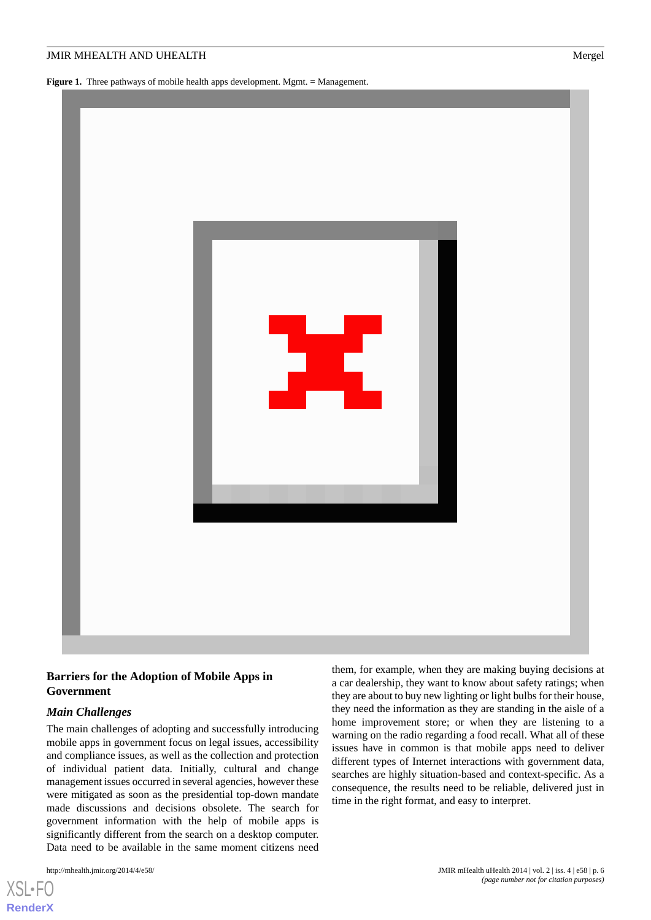**Figure 1.** Three pathways of mobile health apps development. Mgmt. = Management.

## Barriers for the Adoption of Mobile Apps in Government

### *Main Challenges*

The main challenges of adopting and successfully introducing mobile apps in government focus on legal issues, accessibility and compliance issues, as well as the collection and protection of individual patient data. Initially, cultural and change management issues occurred in several agencies, however these were mitigated as soon as the presidential top-down mandate made discussions and decisions obsolete. The search for government information with the help of mobile apps is significantly different from the search on a desktop computer. Data need to be available in the same moment citizens need them, for example, when they are making buying decisions at a car dealership, they want to know about safety ratings; when they are about to buy new lighting or light bulbs for their house, they need the information as they are standing in the aisle of a home improvement store; or when they are listening to a warning on the radio regarding a food recall. What all of these issues have in common is that mobile apps need to deliver different types of Internet interactions with government data, searches are highly situation-based and context-specific. As a consequence, the results need to be reliable, delivered just in time in the right format, and easy to interpret.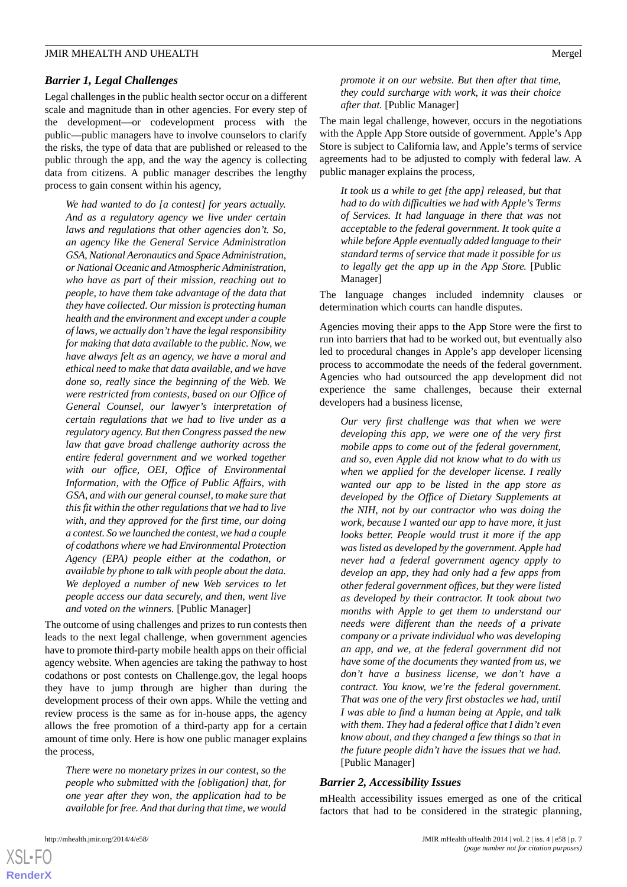### *Barrier 1, Legal Challenges*

Legal challenges in the public health sector occur on a different scale and magnitude than in other agencies. For every step of the development—or codevelopment process with the public—public managers have to involve counselors to clarify the risks, the type of data that are published or released to the public through the app, and the way the agency is collecting data from citizens. A public manager describes the lengthy process to gain consent within his agency,

> *We had wanted to do [a contest] for years actually. And as a regulatory agency we live under certain laws and regulations that other agencies don't. So, an agency like the General Service Administration GSA, National Aeronautics and Space Administration, or National Oceanic and Atmospheric Administration, who have as part of their mission, reaching out to people, to have them take advantage of the data that they have collected. Our mission is protecting human health and the environment and except under a couple of laws, we actually don't have the legal responsibility for making that data available to the public. Now, we have always felt as an agency, we have a moral and ethical need to make that data available, and we have done so, really since the beginning of the Web. We were restricted from contests, based on our Office of General Counsel, our lawyer's interpretation of certain regulations that we had to live under as a regulatory agency. But then Congress passed the new law that gave broad challenge authority across the entire federal government and we worked together with our office, OEI, Office of Environmental Information, with the Office of Public Affairs, with GSA, and with our general counsel, to make sure that this fit within the other regulations that we had to live with, and they approved for the first time, our doing a contest. So we launched the contest, we had a couple of codathons where we had Environmental Protection Agency (EPA) people either at the codathon, or available by phone to talk with people about the data. We deployed a number of new Web services to let people access our data securely, and then, went live and voted on the winners.* [Public Manager]

The outcome of using challenges and prizes to run contests then leads to the next legal challenge, when government agencies have to promote third-party mobile health apps on their official agency website. When agencies are taking the pathway to host codathons or post contests on Challenge.gov, the legal hoops they have to jump through are higher than during the development process of their own apps. While the vetting and review process is the same as for in-house apps, the agency allows the free promotion of a third-party app for a certain amount of time only. Here is how one public manager explains the process,

> *There were no monetary prizes in our contest, so the people who submitted with the [obligation] that, for one year after they won, the application had to be available for free. And that during that time, we would promote it on our website. But then after that time, they could surcharge with work, it was their choice after that.* [Public Manager]

The main legal challenge, however, occurs in the negotiations with the Apple App Store outside of government. Apple's App Store is subject to California law, and Apple's terms of service agreements had to be adjusted to comply with federal law. A public manager explains the process,

> *It took us a while to get [the app] released, but that had to do with difficulties we had with Apple's Terms of Services. It had language in there that was not acceptable to the federal government. It took quite a while before Apple eventually added language to their standard terms of service that made it possible for us to legally get the app up in the App Store.* [Public Manager]

The language changes included indemnity clauses or determination which courts can handle disputes.

Agencies moving their apps to the App Store were the first to run into barriers that had to be worked out, but eventually also led to procedural changes in Apple's app developer licensing process to accommodate the needs of the federal government. Agencies who had outsourced the app development did not experience the same challenges, because their external developers had a business license,

> *Our very first challenge was that when we were developing this app, we were one of the very first mobile apps to come out of the federal government, and so, even Apple did not know what to do with us when we applied for the developer license. I really wanted our app to be listed in the app store as developed by the Office of Dietary Supplements at the NIH, not by our contractor who was doing the work, because I wanted our app to have more, it just looks better. People would trust it more if the app was listed as developed by the government. Apple had never had a federal government agency apply to develop an app, they had only had a few apps from other federal government offices, but they were listed as developed by their contractor. It took about two months with Apple to get them to understand our needs were different than the needs of a private company or a private individual who was developing an app, and we, at the federal government did not have some of the documents they wanted from us, we don't have a business license, we don't have a contract. You know, we're the federal government. That was one of the very first obstacles we had, until I was able to find a human being at Apple, and talk with them. They had a federal office that I didn't even know about, and they changed a few things so that in the future people didn't have the issues that we had.* [Public Manager]

### *Barrier 2, Accessibility Issues*

mHealth accessibility issues emerged as one of the critical factors that had to be considered in the strategic planning,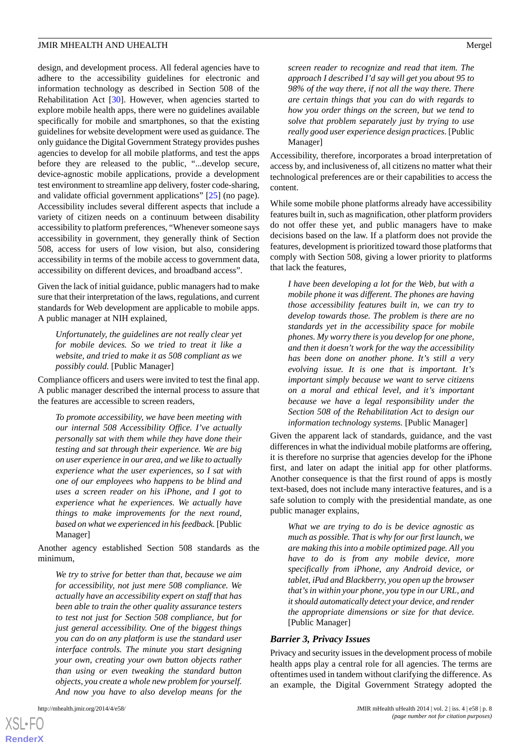design, and development process. All federal agencies have to adhere to the accessibility guidelines for electronic and information technology as described in Section 508 of the Rehabilitation Act [30]. However, when agencies started to explore mobile health apps, there were no guidelines available specifically for mobile and smartphones, so that the existing guidelines for website development were used as guidance. The only guidance the Digital Government Strategy provides pushes agencies to develop for all mobile platforms, and test the apps before they are released to the public, "...develop secure, device-agnostic mobile applications, provide a development test environment to streamline app delivery, foster code-sharing, and validate official government applications" [25] (no page). Accessibility includes several different aspects that include a variety of citizen needs on a continuum between disability accessibility to platform preferences, "Whenever someone says accessibility in government, they generally think of Section 508, access for users of low vision, but also, considering accessibility in terms of the mobile access to government data, accessibility on different devices, and broadband access".

Given the lack of initial guidance, public managers had to make sure that their interpretation of the laws, regulations, and current standards for Web development are applicable to mobile apps. A public manager at NIH explained,

> *Unfortunately, the guidelines are not really clear yet for mobile devices. So we tried to treat it like a website, and tried to make it as 508 compliant as we possibly could.* [Public Manager]

Compliance officers and users were invited to test the final app. A public manager described the internal process to assure that the features are accessible to screen readers,

> *To promote accessibility, we have been meeting with our internal 508 Accessibility Office. I've actually personally sat with them while they have done their testing and sat through their experience. We are big on user experience in our area, and we like to actually experience what the user experiences, so I sat with one of our employees who happens to be blind and uses a screen reader on his iPhone, and I got to experience what he experiences. We actually have things to make improvements for the next round, based on what we experienced in his feedback.* [Public Manager]

Another agency established Section 508 standards as the minimum,

> *We try to strive for better than that, because we aim for accessibility, not just mere 508 compliance. We actually have an accessibility expert on staff that has been able to train the other quality assurance testers to test not just for Section 508 compliance, but for just general accessibility. One of the biggest things you can do on any platform is use the standard user interface controls. The minute you start designing your own, creating your own button objects rather than using or even tweaking the standard button objects, you create a whole new problem for yourself. And now you have to also develop means for the screen reader to recognize and read that item. The approach I described I'd say will get you about 95 to 98% of the way there, if not all the way there. There are certain things that you can do with regards to how you order things on the screen, but we tend to solve that problem separately just by trying to use really good user experience design practices.* [Public Manager]

Accessibility, therefore, incorporates a broad interpretation of access by, and inclusiveness of, all citizens no matter what their technological preferences are or their capabilities to access the content.

While some mobile phone platforms already have accessibility features built in, such as magnification, other platform providers do not offer these yet, and public managers have to make decisions based on the law. If a platform does not provide the features, development is prioritized toward those platforms that comply with Section 508, giving a lower priority to platforms that lack the features,

> *I have been developing a lot for the Web, but with a mobile phone it was different. The phones are having those accessibility features built in, we can try to develop towards those. The problem is there are no standards yet in the accessibility space for mobile phones. My worry there is you develop for one phone, and then it doesn't work for the way the accessibility has been done on another phone. It's still a very evolving issue. It is one that is important. It's important simply because we want to serve citizens on a moral and ethical level, and it's important because we have a legal responsibility under the Section 508 of the Rehabilitation Act to design our information technology systems.* [Public Manager]

Given the apparent lack of standards, guidance, and the vast differences in what the individual mobile platforms are offering, it is therefore no surprise that agencies develop for the iPhone first, and later on adapt the initial app for other platforms. Another consequence is that the first round of apps is mostly text-based, does not include many interactive features, and is a safe solution to comply with the presidential mandate, as one public manager explains,

> *What we are trying to do is be device agnostic as much as possible. That is why for our first launch, we are making this into a mobile optimized page. All you have to do is from any mobile device, more specifically from iPhone, any Android device, or tablet, iPad and Blackberry, you open up the browser that's in within your phone, you type in our URL, and it should automatically detect your device, and render the appropriate dimensions or size for that device.* [Public Manager]

### Barrier 3, Privacy Issues

Privacy and security issues in the development process of mobile health apps play a central role for all agencies. The terms are oftentimes used in tandem without clarifying the difference. As an example, the Digital Government Strategy adopted the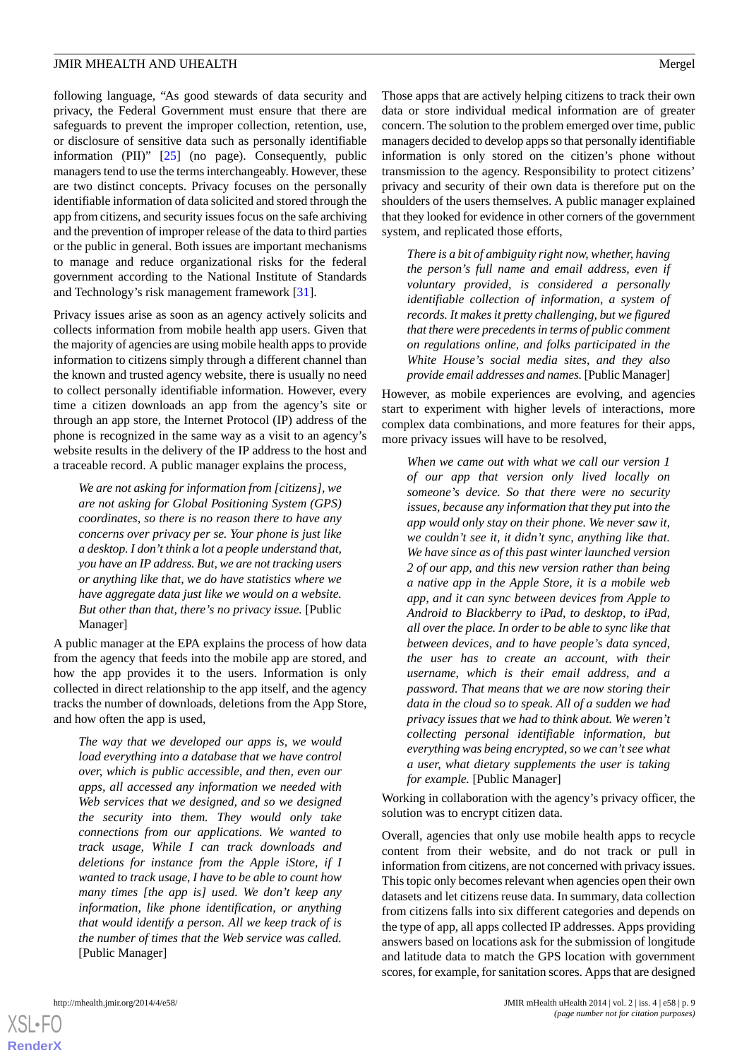following language, "As good stewards of data security and privacy, the Federal Government must ensure that there are safeguards to prevent the improper collection, retention, use, or disclosure of sensitive data such as personally identifiable information (PII)" [25] (no page). Consequently, public managers tend to use the terms interchangeably. However, these are two distinct concepts. Privacy focuses on the personally identifiable information of data solicited and stored through the app from citizens, and security issues focus on the safe archiving and the prevention of improper release of the data to third parties or the public in general. Both issues are important mechanisms to manage and reduce organizational risks for the federal government according to the National Institute of Standards and Technology's risk management framework [31].

Privacy issues arise as soon as an agency actively solicits and collects information from mobile health app users. Given that the majority of agencies are using mobile health apps to provide information to citizens simply through a different channel than the known and trusted agency website, there is usually no need to collect personally identifiable information. However, every time a citizen downloads an app from the agency's site or through an app store, the Internet Protocol (IP) address of the phone is recognized in the same way as a visit to an agency's website results in the delivery of the IP address to the host and a traceable record. A public manager explains the process,

> *We are not asking for information from [citizens], we are not asking for Global Positioning System (GPS) coordinates, so there is no reason there to have any concerns over privacy per se. Your phone is just like a desktop. I don't think a lot a people understand that, you have an IP address. But, we are not tracking users or anything like that, we do have statistics where we have aggregate data just like we would on a website. But other than that, there's no privacy issue.* [Public Manager]

A public manager at the EPA explains the process of how data from the agency that feeds into the mobile app are stored, and how the app provides it to the users. Information is only collected in direct relationship to the app itself, and the agency tracks the number of downloads, deletions from the App Store, and how often the app is used,

> *The way that we developed our apps is, we would load everything into a database that we have control over, which is public accessible, and then, even our apps, all accessed any information we needed with Web services that we designed, and so we designed the security into them. They would only take connections from our applications. We wanted to track usage, While I can track downloads and deletions for instance from the Apple iStore, if I wanted to track usage, I have to be able to count how many times [the app is] used. We don't keep any information, like phone identification, or anything that would identify a person. All we keep track of is the number of times that the Web service was called.* [Public Manager]

Those apps that are actively helping citizens to track their own data or store individual medical information are of greater concern. The solution to the problem emerged over time, public managers decided to develop apps so that personally identifiable information is only stored on the citizen's phone without transmission to the agency. Responsibility to protect citizens' privacy and security of their own data is therefore put on the shoulders of the users themselves. A public manager explained that they looked for evidence in other corners of the government system, and replicated those efforts,

> *There is a bit of ambiguity right now, whether, having the person's full name and email address, even if voluntary provided, is considered a personally identifiable collection of information, a system of records. It makes it pretty challenging, but we figured that there were precedents in terms of public comment on regulations online, and folks participated in the White House's social media sites, and they also provide email addresses and names.* [Public Manager]

However, as mobile experiences are evolving, and agencies start to experiment with higher levels of interactions, more complex data combinations, and more features for their apps, more privacy issues will have to be resolved,

> *When we came out with what we call our version 1 of our app that version only lived locally on someone's device. So that there were no security issues, because any information that they put into the app would only stay on their phone. We never saw it, we couldn't see it, it didn't sync, anything like that. We have since as of this past winter launched version 2 of our app, and this new version rather than being a native app in the Apple Store, it is a mobile web app, and it can sync between devices from Apple to Android to Blackberry to iPad, to desktop, to iPad, all over the place. In order to be able to sync like that between devices, and to have people's data synced, the user has to create an account, with their username, which is their email address, and a password. That means that we are now storing their data in the cloud so to speak. All of a sudden we had privacy issues that we had to think about. We weren't collecting personal identifiable information, but everything was being encrypted, so we can't see what a user, what dietary supplements the user is taking for example.* [Public Manager]

Working in collaboration with the agency's privacy officer, the solution was to encrypt citizen data.

Overall, agencies that only use mobile health apps to recycle content from their website, and do not track or pull in information from citizens, are not concerned with privacy issues. This topic only becomes relevant when agencies open their own datasets and let citizens reuse data. In summary, data collection from citizens falls into six different categories and depends on the type of app, all apps collected IP addresses. Apps providing answers based on locations ask for the submission of longitude and latitude data to match the GPS location with government scores, for example, for sanitation scores. Apps that are designed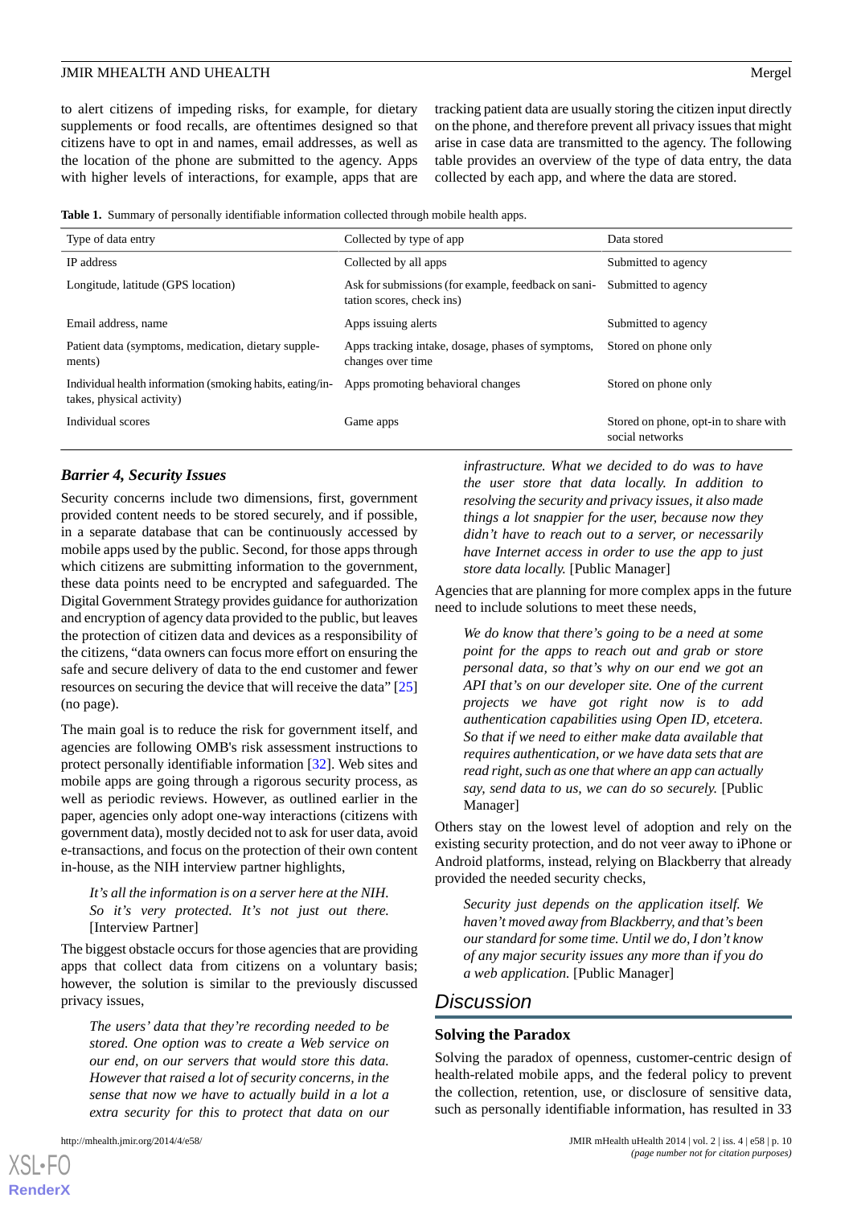to alert citizens of impeding risks, for example, for dietary supplements or food recalls, are oftentimes designed so that citizens have to opt in and names, email addresses, as well as the location of the phone are submitted to the agency. Apps with higher levels of interactions, for example, apps that are tracking patient data are usually storing the citizen input directly on the phone, and therefore prevent all privacy issues that might arise in case data are transmitted to the agency. The following table provides an overview of the type of data entry, the data collected by each app, and where the data are stored.

**Table 1.** Summary of personally identifiable information collected through mobile health apps.

| Type of data entry | Collected by type of app | Data stored |
|---|---|---|
| IP address | Collected by all apps | Submitted to agency |
| Longitude, latitude (GPS location) | Ask for submissions (for example, feedback on sanitation scores, check ins) | Submitted to agency |
| Email address, name | Apps issuing alerts | Submitted to agency |
| Patient data (symptoms, medication, dietary supplements) | Apps tracking intake, dosage, phases of symptoms, changes over time | Stored on phone only |
| Individual health information (smoking habits, eating/intakes, physical activity) | Apps promoting behavioral changes | Stored on phone only |
| Individual scores | Game apps | Stored on phone, opt-in to share with social networks |

### *Barrier 4, Security Issues*

Security concerns include two dimensions, first, government provided content needs to be stored securely, and if possible, in a separate database that can be continuously accessed by mobile apps used by the public. Second, for those apps through which citizens are submitting information to the government, these data points need to be encrypted and safeguarded. The Digital Government Strategy provides guidance for authorization and encryption of agency data provided to the public, but leaves the protection of citizen data and devices as a responsibility of the citizens, "data owners can focus more effort on ensuring the safe and secure delivery of data to the end customer and fewer resources on securing the device that will receive the data" [25] (no page).

The main goal is to reduce the risk for government itself, and agencies are following OMB's risk assessment instructions to protect personally identifiable information [32]. Web sites and mobile apps are going through a rigorous security process, as well as periodic reviews. However, as outlined earlier in the paper, agencies only adopt one-way interactions (citizens with government data), mostly decided not to ask for user data, avoid e-transactions, and focus on the protection of their own content in-house, as the NIH interview partner highlights,

> *It's all the information is on a server here at the NIH. So it's very protected. It's not just out there.* [Interview Partner]

The biggest obstacle occurs for those agencies that are providing apps that collect data from citizens on a voluntary basis; however, the solution is similar to the previously discussed privacy issues,

> *The users' data that they're recording needed to be stored. One option was to create a Web service on our end, on our servers that would store this data. However that raised a lot of security concerns, in the sense that now we have to actually build in a lot a extra security for this to protect that data on our infrastructure. What we decided to do was to have the user store that data locally. In addition to resolving the security and privacy issues, it also made things a lot snappier for the user, because now they didn't have to reach out to a server, or necessarily have Internet access in order to use the app to just store data locally.* [Public Manager]

Agencies that are planning for more complex apps in the future need to include solutions to meet these needs,

> *We do know that there's going to be a need at some point for the apps to reach out and grab or store personal data, so that's why on our end we got an API that's on our developer site. One of the current projects we have got right now is to add authentication capabilities using Open ID, etcetera. So that if we need to either make data available that requires authentication, or we have data sets that are read right, such as one that where an app can actually say, send data to us, we can do so securely.* [Public Manager]

Others stay on the lowest level of adoption and rely on the existing security protection, and do not veer away to iPhone or Android platforms, instead, relying on Blackberry that already provided the needed security checks,

> *Security just depends on the application itself. We haven't moved away from Blackberry, and that's been our standard for some time. Until we do, I don't know of any major security issues any more than if you do a web application.* [Public Manager]

## *Discussion*

### Solving the Paradox

Solving the paradox of openness, customer-centric design of health-related mobile apps, and the federal policy to prevent the collection, retention, use, or disclosure of sensitive data, such as personally identifiable information, has resulted in 33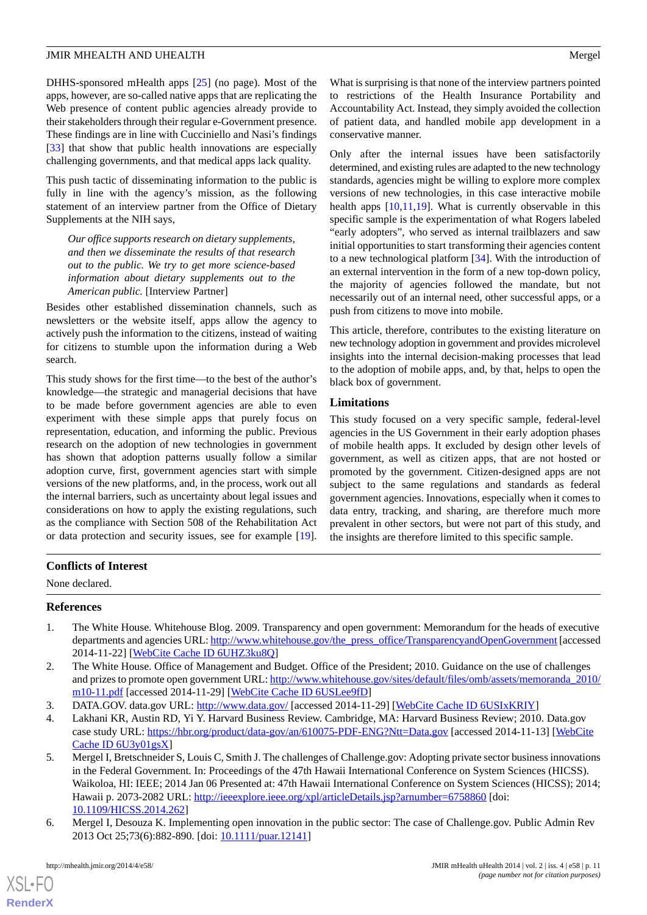DHHS-sponsored mHealth apps [25] (no page). Most of the apps, however, are so-called native apps that are replicating the Web presence of content public agencies already provide to their stakeholders through their regular e-Government presence. These findings are in line with Cucciniello and Nasi's findings [33] that show that public health innovations are especially challenging governments, and that medical apps lack quality.

This push tactic of disseminating information to the public is fully in line with the agency's mission, as the following statement of an interview partner from the Office of Dietary Supplements at the NIH says,

> *Our office supports research on dietary supplements, and then we disseminate the results of that research out to the public. We try to get more science-based information about dietary supplements out to the American public.* [Interview Partner]

Besides other established dissemination channels, such as newsletters or the website itself, apps allow the agency to actively push the information to the citizens, instead of waiting for citizens to stumble upon the information during a Web search.

This study shows for the first time—to the best of the author's knowledge—the strategic and managerial decisions that have to be made before government agencies are able to even experiment with these simple apps that purely focus on representation, education, and informing the public. Previous research on the adoption of new technologies in government has shown that adoption patterns usually follow a similar adoption curve, first, government agencies start with simple versions of the new platforms, and, in the process, work out all the internal barriers, such as uncertainty about legal issues and considerations on how to apply the existing regulations, such as the compliance with Section 508 of the Rehabilitation Act or data protection and security issues, see for example [19]. What is surprising is that none of the interview partners pointed to restrictions of the Health Insurance Portability and Accountability Act. Instead, they simply avoided the collection of patient data, and handled mobile app development in a conservative manner.

Only after the internal issues have been satisfactorily determined, and existing rules are adapted to the new technology standards, agencies might be willing to explore more complex versions of new technologies, in this case interactive mobile health apps [10,11,19]. What is currently observable in this specific sample is the experimentation of what Rogers labeled "early adopters", who served as internal trailblazers and saw initial opportunities to start transforming their agencies content to a new technological platform [34]. With the introduction of an external intervention in the form of a new top-down policy, the majority of agencies followed the mandate, but not necessarily out of an internal need, other successful apps, or a push from citizens to move into mobile.

This article, therefore, contributes to the existing literature on new technology adoption in government and provides microlevel insights into the internal decision-making processes that lead to the adoption of mobile apps, and, by that, helps to open the black box of government.

### Limitations

This study focused on a very specific sample, federal-level agencies in the US Government in their early adoption phases of mobile health apps. It excluded by design other levels of government, as well as citizen apps, that are not hosted or promoted by the government. Citizen-designed apps are not subject to the same regulations and standards as federal government agencies. Innovations, especially when it comes to data entry, tracking, and sharing, are therefore much more prevalent in other sectors, but were not part of this study, and the insights are therefore limited to this specific sample.

## Conflicts of Interest

None declared.

## References

1. The White House. Whitehouse Blog. 2009. Transparency and open government: Memorandum for the heads of executive departments and agencies URL: http://www.whitehouse.gov/the_press_office/TransparencyandOpenGovernment [accessed 2014-11-22] [WebCite Cache ID 6UHZ3ku8Q]
2. The White House. Office of Management and Budget. Office of the President; 2010. Guidance on the use of challenges and prizes to promote open government URL: http://www.whitehouse.gov/sites/default/files/omb/assets/memoranda_2010/m10-11.pdf [accessed 2014-11-29] [WebCite Cache ID 6USLee9fD]
3. DATA.GOV. data.gov URL: http://www.data.gov/ [accessed 2014-11-29] [WebCite Cache ID 6USIxKRIY]
4. Lakhani KR, Austin RD, Yi Y. Harvard Business Review. Cambridge, MA: Harvard Business Review; 2010. Data.gov case study URL: https://hbr.org/product/data-gov/an/610075-PDF-ENG?Ntt=Data.gov [accessed 2014-11-13] [WebCite Cache ID 6U3y01gsX]
5. Mergel I, Bretschneider S, Louis C, Smith J. The challenges of Challenge.gov: Adopting private sector business innovations in the Federal Government. In: Proceedings of the 47th Hawaii International Conference on System Sciences (HICSS). Waikoloa, HI: IEEE; 2014 Jan 06 Presented at: 47th Hawaii International Conference on System Sciences (HICSS); 2014; Hawaii p. 2073-2082 URL: http://ieeexplore.ieee.org/xpl/articleDetails.jsp?arnumber=6758860 [doi: 10.1109/HICSS.2014.262]
6. Mergel I, Desouza K. Implementing open innovation in the public sector: The case of Challenge.gov. Public Admin Rev 2013 Oct 25;73(6):882-890. [doi: 10.1111/puar.12141]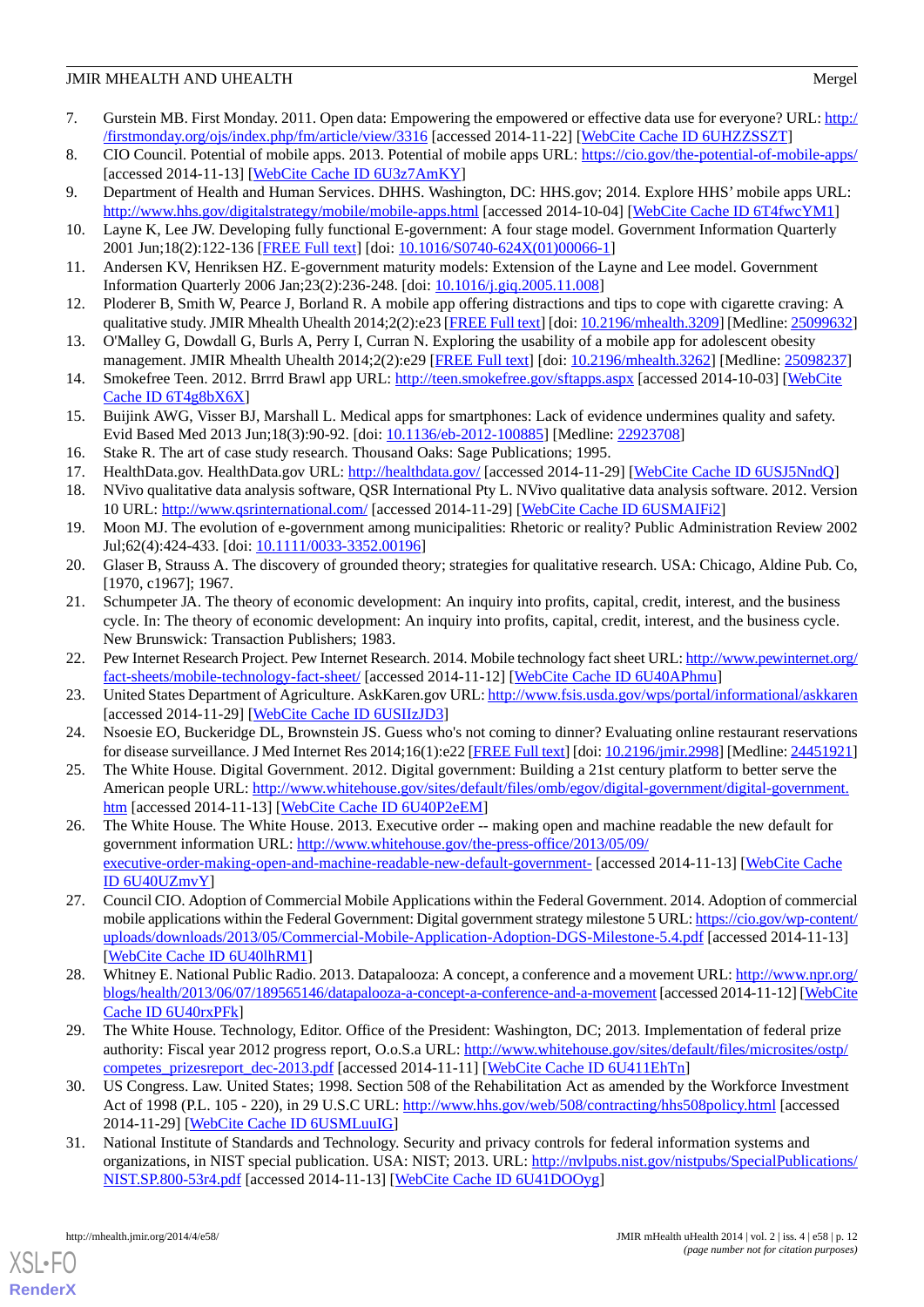7. Gurstein MB. First Monday. 2011. Open data: Empowering the empowered or effective data use for everyone? URL: http://firstmonday.org/ojs/index.php/fm/article/view/3316 [accessed 2014-11-22] [WebCite Cache ID 6UHZZSSZT]
8. CIO Council. Potential of mobile apps. 2013. Potential of mobile apps URL: https://cio.gov/the-potential-of-mobile-apps/ [accessed 2014-11-13] [WebCite Cache ID 6U3z7AmKY]
9. Department of Health and Human Services. DHHS. Washington, DC: HHS.gov; 2014. Explore HHS' mobile apps URL: http://www.hhs.gov/digitalstrategy/mobile/mobile-apps.html [accessed 2014-10-04] [WebCite Cache ID 6T4fwcYM1]
10. Layne K, Lee JW. Developing fully functional E-government: A four stage model. Government Information Quarterly 2001 Jun;18(2):122-136 [FREE Full text] [doi: 10.1016/S0740-624X(01)00066-1]
11. Andersen KV, Henriksen HZ. E-government maturity models: Extension of the Layne and Lee model. Government Information Quarterly 2006 Jan;23(2):236-248. [doi: 10.1016/j.giq.2005.11.008]
12. Ploderer B, Smith W, Pearce J, Borland R. A mobile app offering distractions and tips to cope with cigarette craving: A qualitative study. JMIR Mhealth Uhealth 2014;2(2):e23 [FREE Full text] [doi: 10.2196/mhealth.3209] [Medline: 25099632]
13. O'Malley G, Dowdall G, Burls A, Perry I, Curran N. Exploring the usability of a mobile app for adolescent obesity management. JMIR Mhealth Uhealth 2014;2(2):e29 [FREE Full text] [doi: 10.2196/mhealth.3262] [Medline: 25098237]
14. Smokefree Teen. 2012. Brrrd Brawl app URL: http://teen.smokefree.gov/sftapps.aspx [accessed 2014-10-03] [WebCite Cache ID 6T4g8bX6X]
15. Buijink AWG, Visser BJ, Marshall L. Medical apps for smartphones: Lack of evidence undermines quality and safety. Evid Based Med 2013 Jun;18(3):90-92. [doi: 10.1136/eb-2012-100885] [Medline: 22923708]
16. Stake R. The art of case study research. Thousand Oaks: Sage Publications; 1995.
17. HealthData.gov. HealthData.gov URL: http://healthdata.gov/ [accessed 2014-11-29] [WebCite Cache ID 6USJ5NndQ]
18. NVivo qualitative data analysis software, QSR International Pty L. NVivo qualitative data analysis software. 2012. Version 10 URL: http://www.qsrinternational.com/ [accessed 2014-11-29] [WebCite Cache ID 6USMAIFi2]
19. Moon MJ. The evolution of e-government among municipalities: Rhetoric or reality? Public Administration Review 2002 Jul;62(4):424-433. [doi: 10.1111/0033-3352.00196]
20. Glaser B, Strauss A. The discovery of grounded theory; strategies for qualitative research. USA: Chicago, Aldine Pub. Co, [1970, c1967]; 1967.
21. Schumpeter JA. The theory of economic development: An inquiry into profits, capital, credit, interest, and the business cycle. In: The theory of economic development: An inquiry into profits, capital, credit, interest, and the business cycle. New Brunswick: Transaction Publishers; 1983.
22. Pew Internet Research Project. Pew Internet Research. 2014. Mobile technology fact sheet URL: http://www.pewinternet.org/fact-sheets/mobile-technology-fact-sheet/ [accessed 2014-11-12] [WebCite Cache ID 6U40APhmu]
23. United States Department of Agriculture. AskKaren.gov URL: http://www.fsis.usda.gov/wps/portal/informational/askkaren [accessed 2014-11-29] [WebCite Cache ID 6USIIzJD3]
24. Nsoesie EO, Buckeridge DL, Brownstein JS. Guess who's not coming to dinner? Evaluating online restaurant reservations for disease surveillance. J Med Internet Res 2014;16(1):e22 [FREE Full text] [doi: 10.2196/jmir.2998] [Medline: 24451921]
25. The White House. Digital Government. 2012. Digital government: Building a 21st century platform to better serve the American people URL: http://www.whitehouse.gov/sites/default/files/omb/egov/digital-government/digital-government.htm [accessed 2014-11-13] [WebCite Cache ID 6U40P2eEM]
26. The White House. The White House. 2013. Executive order -- making open and machine readable the new default for government information URL: http://www.whitehouse.gov/the-press-office/2013/05/09/executive-order-making-open-and-machine-readable-new-default-government- [accessed 2014-11-13] [WebCite Cache ID 6U40UZmvY]
27. Council CIO. Adoption of Commercial Mobile Applications within the Federal Government. 2014. Adoption of commercial mobile applications within the Federal Government: Digital government strategy milestone 5 URL: https://cio.gov/wp-content/uploads/downloads/2013/05/Commercial-Mobile-Application-Adoption-DGS-Milestone-5.4.pdf [accessed 2014-11-13] [WebCite Cache ID 6U40lhRM1]
28. Whitney E. National Public Radio. 2013. Datapalooza: A concept, a conference and a movement URL: http://www.npr.org/blogs/health/2013/06/07/189565146/datapalooza-a-concept-a-conference-and-a-movement [accessed 2014-11-12] [WebCite Cache ID 6U40rxPFk]
29. The White House. Technology, Editor. Office of the President: Washington, DC; 2013. Implementation of federal prize authority: Fiscal year 2012 progress report, O.o.S.a URL: http://www.whitehouse.gov/sites/default/files/microsites/ostp/competes_prizesreport_dec-2013.pdf [accessed 2014-11-11] [WebCite Cache ID 6U411EhTn]
30. US Congress. Law. United States; 1998. Section 508 of the Rehabilitation Act as amended by the Workforce Investment Act of 1998 (P.L. 105 - 220), in 29 U.S.C URL: http://www.hhs.gov/web/508/contracting/hhs508policy.html [accessed 2014-11-29] [WebCite Cache ID 6USMLuuIG]
31. National Institute of Standards and Technology. Security and privacy controls for federal information systems and organizations, in NIST special publication. USA: NIST; 2013. URL: http://nvlpubs.nist.gov/nistpubs/SpecialPublications/NIST.SP.800-53r4.pdf [accessed 2014-11-13] [WebCite Cache ID 6U41DOOyg]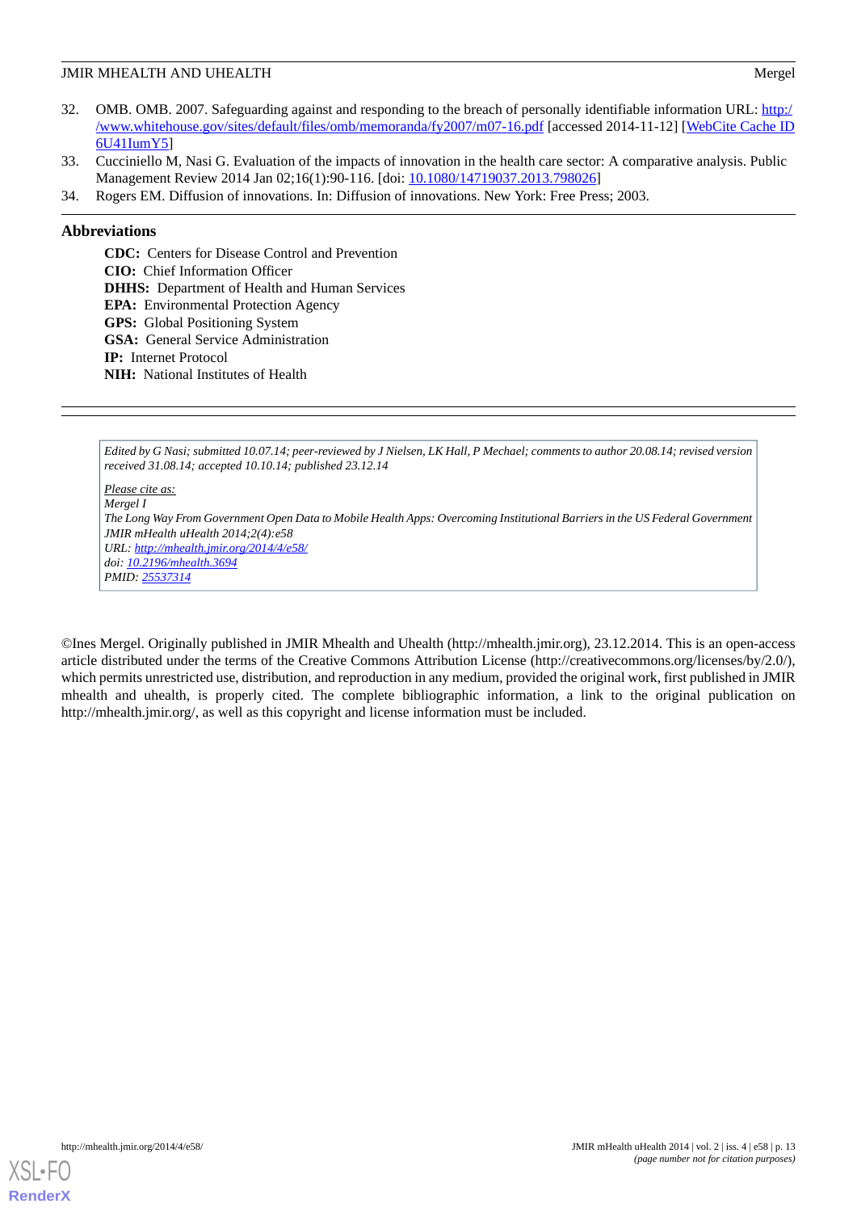32. OMB. OMB. 2007. Safeguarding against and responding to the breach of personally identifiable information URL: [http://www.whitehouse.gov/sites/default/files/omb/memoranda/fy2007/m07-16.pdf](http://www.whitehouse.gov/sites/default/files/omb/memoranda/fy2007/m07-16.pdf) [accessed 2014-11-12] [WebCite Cache ID 6U41IumY5]
33. Cucciniello M, Nasi G. Evaluation of the impacts of innovation in the health care sector: A comparative analysis. Public Management Review 2014 Jan 02;16(1):90-116. [doi: 10.1080/14719037.2013.798026]
34. Rogers EM. Diffusion of innovations. In: Diffusion of innovations. New York: Free Press; 2003.

## Abbreviations

**CDC:** Centers for Disease Control and Prevention
**CIO:** Chief Information Officer
**DHHS:** Department of Health and Human Services
**EPA:** Environmental Protection Agency
**GPS:** Global Positioning System
**GSA:** General Service Administration
**IP:** Internet Protocol
**NIH:** National Institutes of Health

*Edited by G Nasi; submitted 10.07.14; peer-reviewed by J Nielsen, LK Hall, P Mechael; comments to author 20.08.14; revised version received 31.08.14; accepted 10.10.14; published 23.12.14*

*Please cite as:*
*Mergel I*
*The Long Way From Government Open Data to Mobile Health Apps: Overcoming Institutional Barriers in the US Federal Government*
*JMIR mHealth uHealth 2014;2(4):e58*
*URL: [http://mhealth.jmir.org/2014/4/e58/](http://mhealth.jmir.org/2014/4/e58/)*
*doi: 10.2196/mhealth.3694*
*PMID: 25537314*

©Ines Mergel. Originally published in JMIR Mhealth and Uhealth (http://mhealth.jmir.org), 23.12.2014. This is an open-access article distributed under the terms of the Creative Commons Attribution License (http://creativecommons.org/licenses/by/2.0/), which permits unrestricted use, distribution, and reproduction in any medium, provided the original work, first published in JMIR mhealth and uhealth, is properly cited. The complete bibliographic information, a link to the original publication on http://mhealth.jmir.org/, as well as this copyright and license information must be included.